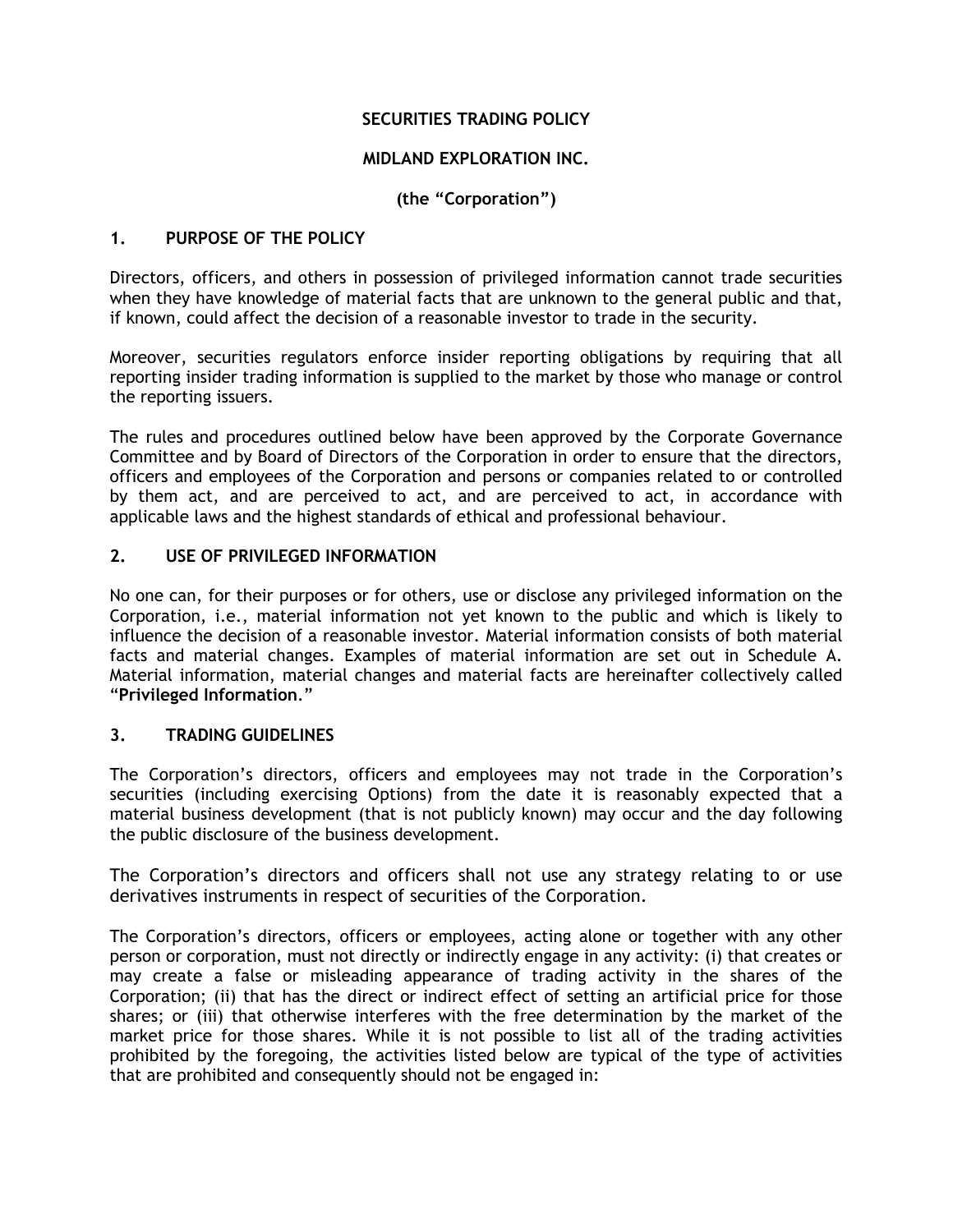**SECURITIES TRADING POLICY**

**MIDLAND EXPLORATION INC.**

**(the "Corporation")**

## 1. PURPOSE OF THE POLICY

Directors, officers, and others in possession of privileged information cannot trade securities when they have knowledge of material facts that are unknown to the general public and that, if known, could affect the decision of a reasonable investor to trade in the security.

Moreover, securities regulators enforce insider reporting obligations by requiring that all reporting insider trading information is supplied to the market by those who manage or control the reporting issuers.

The rules and procedures outlined below have been approved by the Corporate Governance Committee and by Board of Directors of the Corporation in order to ensure that the directors, officers and employees of the Corporation and persons or companies related to or controlled by them act, and are perceived to act, and are perceived to act, in accordance with applicable laws and the highest standards of ethical and professional behaviour.

## 2. USE OF PRIVILEGED INFORMATION

No one can, for their purposes or for others, use or disclose any privileged information on the Corporation, i.e., material information not yet known to the public and which is likely to influence the decision of a reasonable investor. Material information consists of both material facts and material changes. Examples of material information are set out in Schedule A. Material information, material changes and material facts are hereinafter collectively called "**Privileged Information**."

## 3. TRADING GUIDELINES

The Corporation's directors, officers and employees may not trade in the Corporation's securities (including exercising Options) from the date it is reasonably expected that a material business development (that is not publicly known) may occur and the day following the public disclosure of the business development.

The Corporation's directors and officers shall not use any strategy relating to or use derivatives instruments in respect of securities of the Corporation.

The Corporation's directors, officers or employees, acting alone or together with any other person or corporation, must not directly or indirectly engage in any activity: (i) that creates or may create a false or misleading appearance of trading activity in the shares of the Corporation; (ii) that has the direct or indirect effect of setting an artificial price for those shares; or (iii) that otherwise interferes with the free determination by the market of the market price for those shares. While it is not possible to list all of the trading activities prohibited by the foregoing, the activities listed below are typical of the type of activities that are prohibited and consequently should not be engaged in: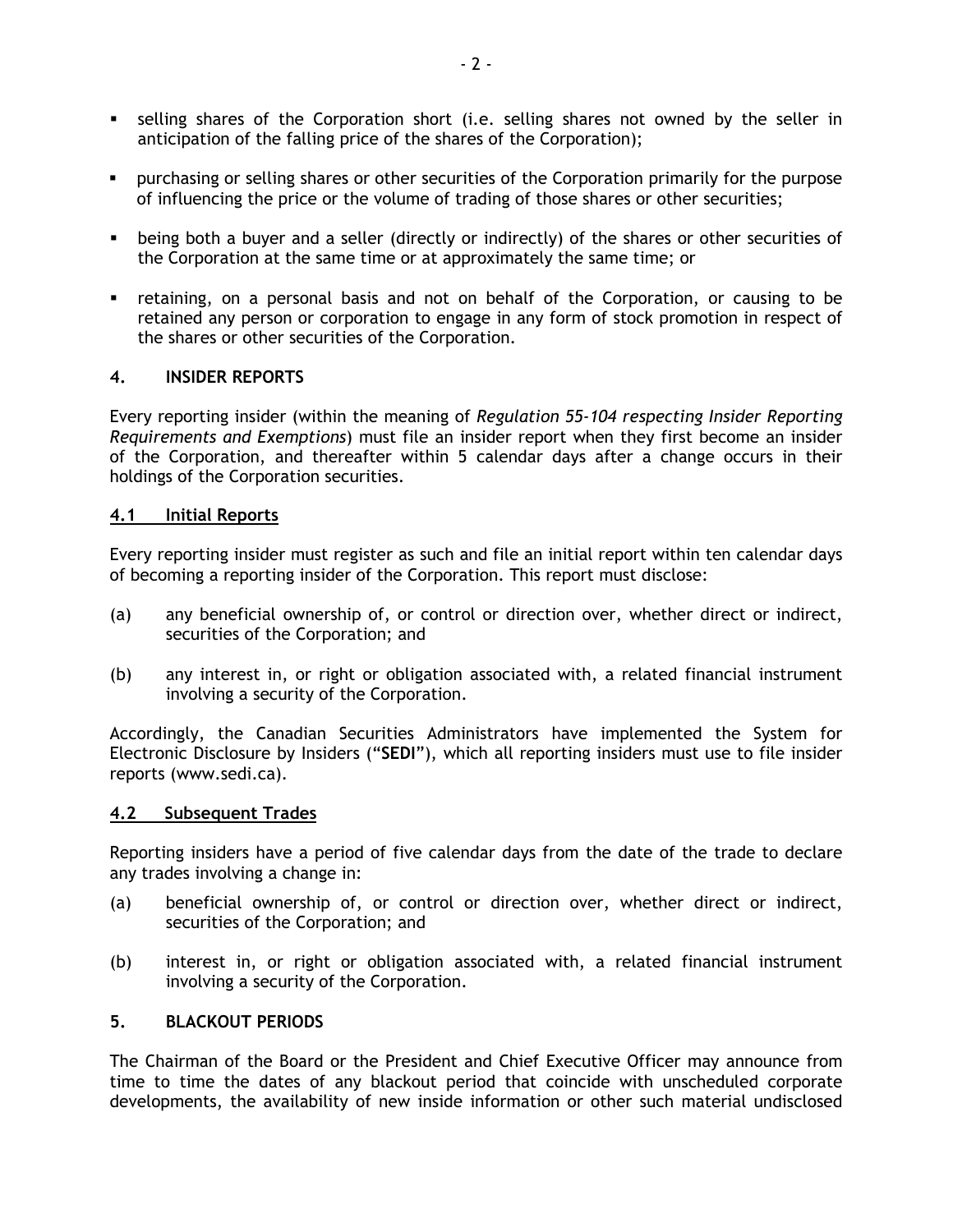- selling shares of the Corporation short (i.e. selling shares not owned by the seller in anticipation of the falling price of the shares of the Corporation);
- purchasing or selling shares or other securities of the Corporation primarily for the purpose of influencing the price or the volume of trading of those shares or other securities;
- being both a buyer and a seller (directly or indirectly) of the shares or other securities of the Corporation at the same time or at approximately the same time; or
- retaining, on a personal basis and not on behalf of the Corporation, or causing to be retained any person or corporation to engage in any form of stock promotion in respect of the shares or other securities of the Corporation.

## 4. INSIDER REPORTS

Every reporting insider (within the meaning of *Regulation 55-104 respecting Insider Reporting Requirements and Exemptions*) must file an insider report when they first become an insider of the Corporation, and thereafter within 5 calendar days after a change occurs in their holdings of the Corporation securities.

### 4.1 Initial Reports

Every reporting insider must register as such and file an initial report within ten calendar days of becoming a reporting insider of the Corporation. This report must disclose:

(a) any beneficial ownership of, or control or direction over, whether direct or indirect, securities of the Corporation; and

(b) any interest in, or right or obligation associated with, a related financial instrument involving a security of the Corporation.

Accordingly, the Canadian Securities Administrators have implemented the System for Electronic Disclosure by Insiders ("**SEDI**"), which all reporting insiders must use to file insider reports (www.sedi.ca).

### 4.2 Subsequent Trades

Reporting insiders have a period of five calendar days from the date of the trade to declare any trades involving a change in:

(a) beneficial ownership of, or control or direction over, whether direct or indirect, securities of the Corporation; and

(b) interest in, or right or obligation associated with, a related financial instrument involving a security of the Corporation.

## 5. BLACKOUT PERIODS

The Chairman of the Board or the President and Chief Executive Officer may announce from time to time the dates of any blackout period that coincide with unscheduled corporate developments, the availability of new inside information or other such material undisclosed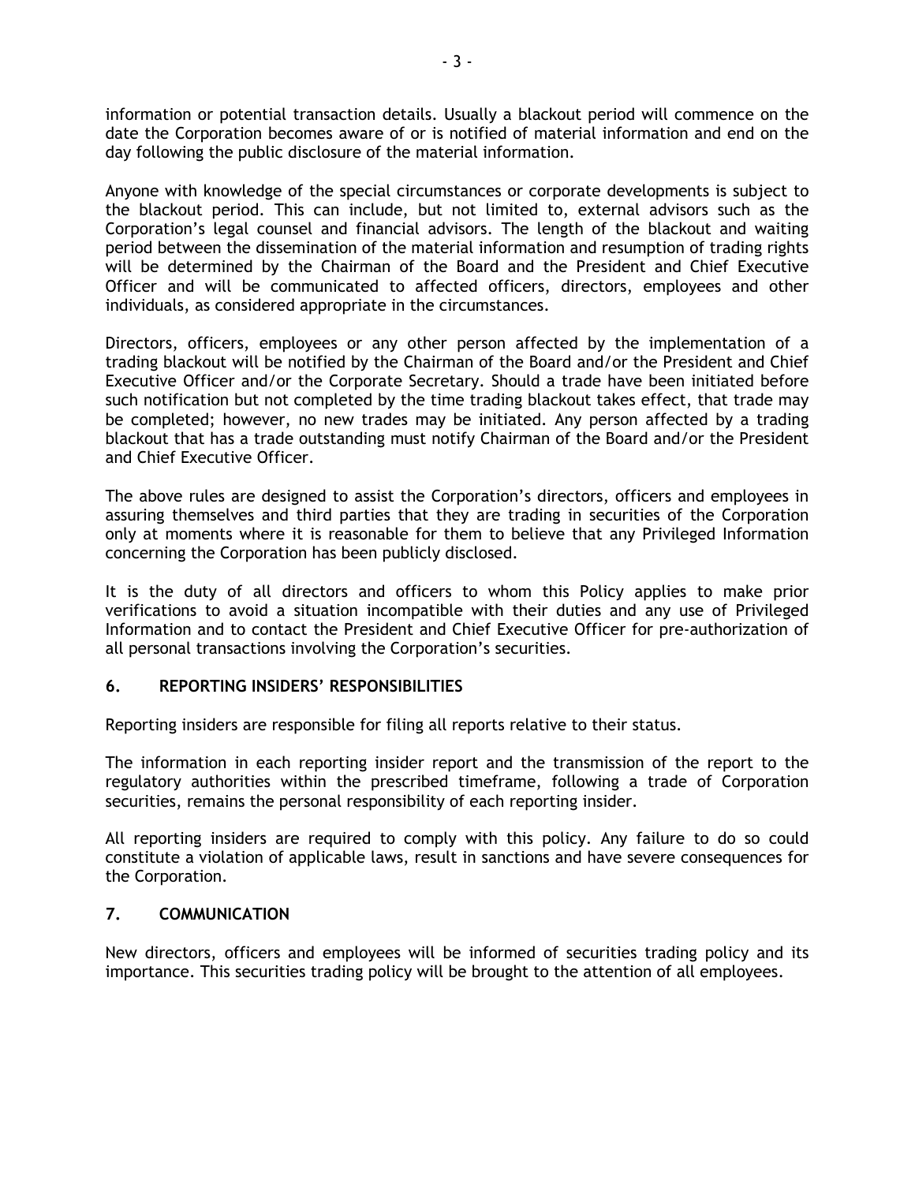information or potential transaction details. Usually a blackout period will commence on the date the Corporation becomes aware of or is notified of material information and end on the day following the public disclosure of the material information.

Anyone with knowledge of the special circumstances or corporate developments is subject to the blackout period. This can include, but not limited to, external advisors such as the Corporation's legal counsel and financial advisors. The length of the blackout and waiting period between the dissemination of the material information and resumption of trading rights will be determined by the Chairman of the Board and the President and Chief Executive Officer and will be communicated to affected officers, directors, employees and other individuals, as considered appropriate in the circumstances.

Directors, officers, employees or any other person affected by the implementation of a trading blackout will be notified by the Chairman of the Board and/or the President and Chief Executive Officer and/or the Corporate Secretary. Should a trade have been initiated before such notification but not completed by the time trading blackout takes effect, that trade may be completed; however, no new trades may be initiated. Any person affected by a trading blackout that has a trade outstanding must notify Chairman of the Board and/or the President and Chief Executive Officer.

The above rules are designed to assist the Corporation's directors, officers and employees in assuring themselves and third parties that they are trading in securities of the Corporation only at moments where it is reasonable for them to believe that any Privileged Information concerning the Corporation has been publicly disclosed.

It is the duty of all directors and officers to whom this Policy applies to make prior verifications to avoid a situation incompatible with their duties and any use of Privileged Information and to contact the President and Chief Executive Officer for pre-authorization of all personal transactions involving the Corporation's securities.

## 6. REPORTING INSIDERS' RESPONSIBILITIES

Reporting insiders are responsible for filing all reports relative to their status.

The information in each reporting insider report and the transmission of the report to the regulatory authorities within the prescribed timeframe, following a trade of Corporation securities, remains the personal responsibility of each reporting insider.

All reporting insiders are required to comply with this policy. Any failure to do so could constitute a violation of applicable laws, result in sanctions and have severe consequences for the Corporation.

## 7. COMMUNICATION

New directors, officers and employees will be informed of securities trading policy and its importance. This securities trading policy will be brought to the attention of all employees.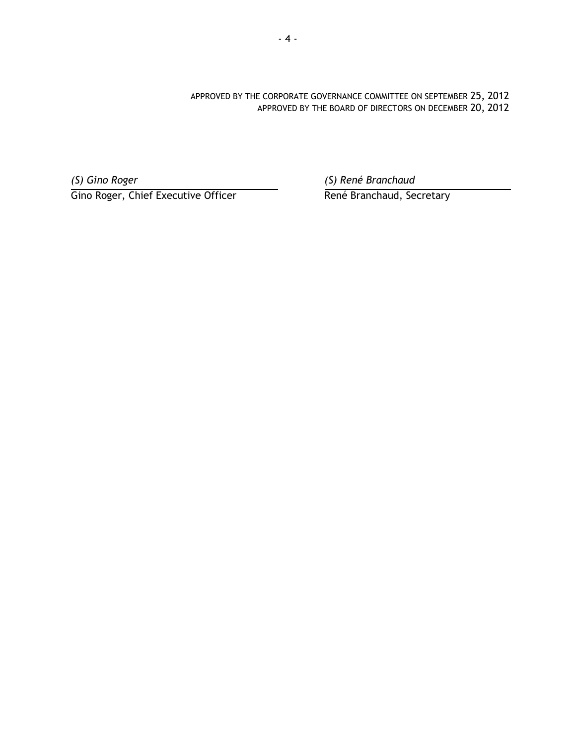APPROVED BY THE CORPORATE GOVERNANCE COMMITTEE ON SEPTEMBER 25, 2012
APPROVED BY THE BOARD OF DIRECTORS ON DECEMBER 20, 2012

| *(S) Gino Roger* | *(S) René Branchaud* |
| --- | --- |
| Gino Roger, Chief Executive Officer | René Branchaud, Secretary |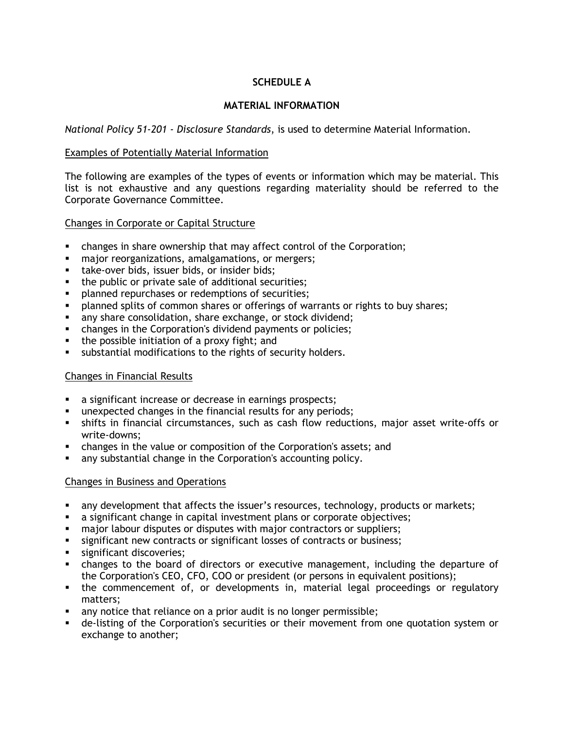## SCHEDULE A

## MATERIAL INFORMATION

*National Policy 51-201 - Disclosure Standards*, is used to determine Material Information.

Examples of Potentially Material Information

The following are examples of the types of events or information which may be material. This list is not exhaustive and any questions regarding materiality should be referred to the Corporate Governance Committee.

Changes in Corporate or Capital Structure

- changes in share ownership that may affect control of the Corporation;
- major reorganizations, amalgamations, or mergers;
- take-over bids, issuer bids, or insider bids;
- the public or private sale of additional securities;
- planned repurchases or redemptions of securities;
- planned splits of common shares or offerings of warrants or rights to buy shares;
- any share consolidation, share exchange, or stock dividend;
- changes in the Corporation's dividend payments or policies;
- the possible initiation of a proxy fight; and
- substantial modifications to the rights of security holders.

Changes in Financial Results

- a significant increase or decrease in earnings prospects;
- unexpected changes in the financial results for any periods;
- shifts in financial circumstances, such as cash flow reductions, major asset write-offs or write-downs;
- changes in the value or composition of the Corporation's assets; and
- any substantial change in the Corporation's accounting policy.

Changes in Business and Operations

- any development that affects the issuer's resources, technology, products or markets;
- a significant change in capital investment plans or corporate objectives;
- major labour disputes or disputes with major contractors or suppliers;
- significant new contracts or significant losses of contracts or business;
- significant discoveries;
- changes to the board of directors or executive management, including the departure of the Corporation's CEO, CFO, COO or president (or persons in equivalent positions);
- the commencement of, or developments in, material legal proceedings or regulatory matters;
- any notice that reliance on a prior audit is no longer permissible;
- de-listing of the Corporation's securities or their movement from one quotation system or exchange to another;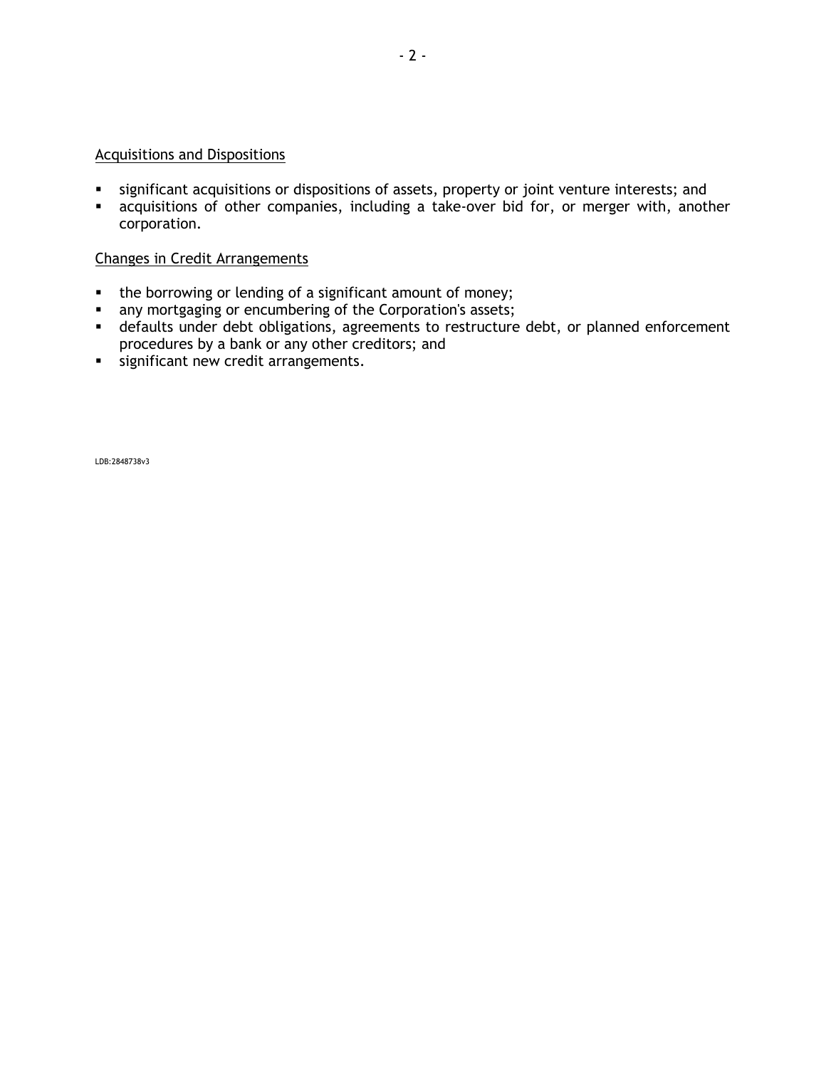Acquisitions and Dispositions

- significant acquisitions or dispositions of assets, property or joint venture interests; and
- acquisitions of other companies, including a take-over bid for, or merger with, another corporation.

Changes in Credit Arrangements

- the borrowing or lending of a significant amount of money;
- any mortgaging or encumbering of the Corporation's assets;
- defaults under debt obligations, agreements to restructure debt, or planned enforcement procedures by a bank or any other creditors; and
- significant new credit arrangements.

LDB:2848738v3